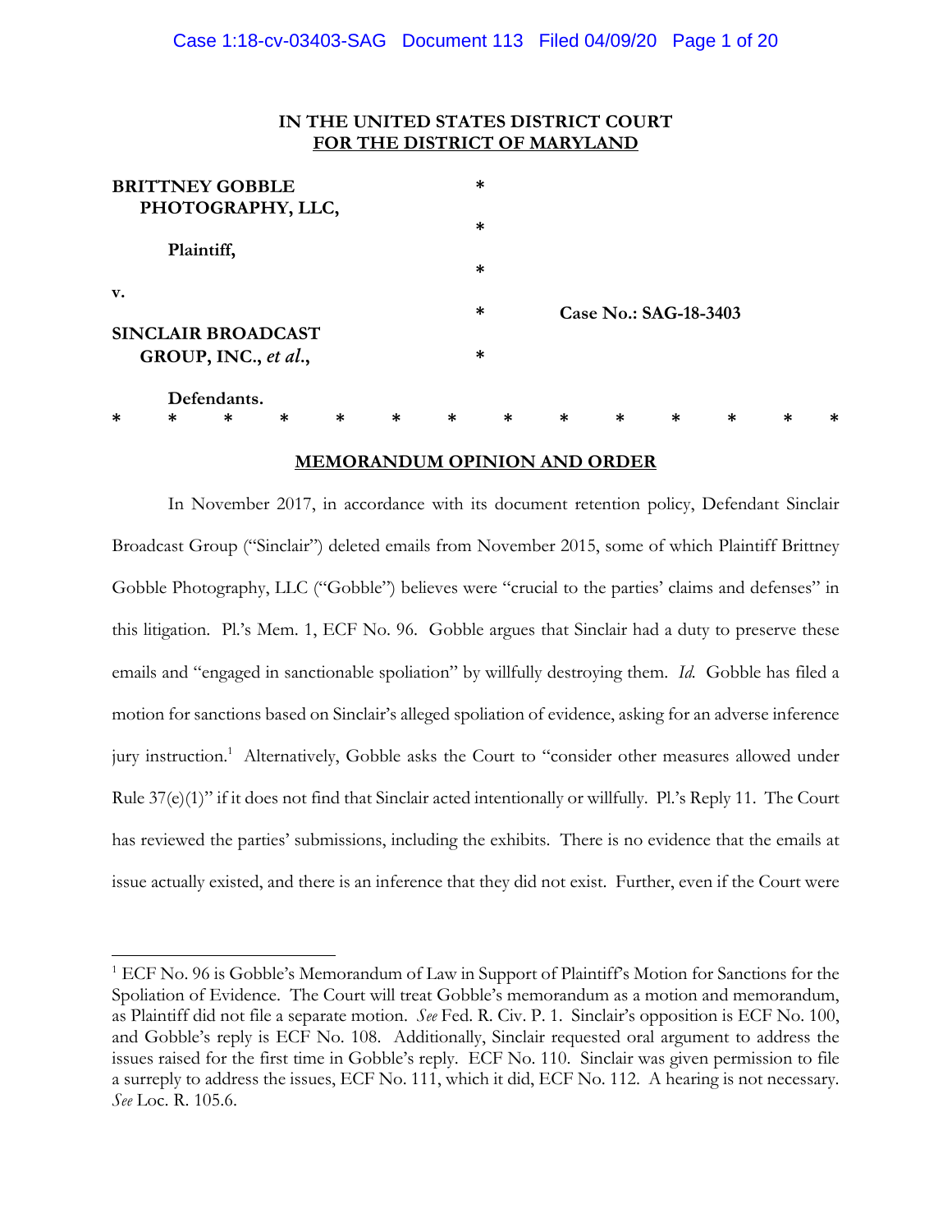**IN THE UNITED STATES DISTRICT COURT**
**FOR THE DISTRICT OF MARYLAND**

| | | |
|---|---|---|
| **BRITTNEY GOBBLE PHOTOGRAPHY, LLC,** | * | |
| **Plaintiff,** | * | |
| **v.** | * | **Case No.: SAG-18-3403** |
| **SINCLAIR BROADCAST GROUP, INC., *et al.*,** | * | |
| **Defendants.** | * | |

\* \* \* \* \* \* \* \* \* \* \* \* \* \*

## MEMORANDUM OPINION AND ORDER

In November 2017, in accordance with its document retention policy, Defendant Sinclair Broadcast Group ("Sinclair") deleted emails from November 2015, some of which Plaintiff Brittney Gobble Photography, LLC ("Gobble") believes were "crucial to the parties' claims and defenses" in this litigation. Pl.'s Mem. 1, ECF No. 96. Gobble argues that Sinclair had a duty to preserve these emails and "engaged in sanctionable spoliation" by willfully destroying them. *Id.* Gobble has filed a motion for sanctions based on Sinclair's alleged spoliation of evidence, asking for an adverse inference jury instruction.[1] Alternatively, Gobble asks the Court to "consider other measures allowed under Rule 37(e)(1)" if it does not find that Sinclair acted intentionally or willfully. Pl.'s Reply 11. The Court has reviewed the parties' submissions, including the exhibits. There is no evidence that the emails at issue actually existed, and there is an inference that they did not exist. Further, even if the Court were

[1] ECF No. 96 is Gobble's Memorandum of Law in Support of Plaintiff's Motion for Sanctions for the Spoliation of Evidence. The Court will treat Gobble's memorandum as a motion and memorandum, as Plaintiff did not file a separate motion. *See* Fed. R. Civ. P. 1. Sinclair's opposition is ECF No. 100, and Gobble's reply is ECF No. 108. Additionally, Sinclair requested oral argument to address the issues raised for the first time in Gobble's reply. ECF No. 110. Sinclair was given permission to file a surreply to address the issues, ECF No. 111, which it did, ECF No. 112. A hearing is not necessary. *See* Loc. R. 105.6.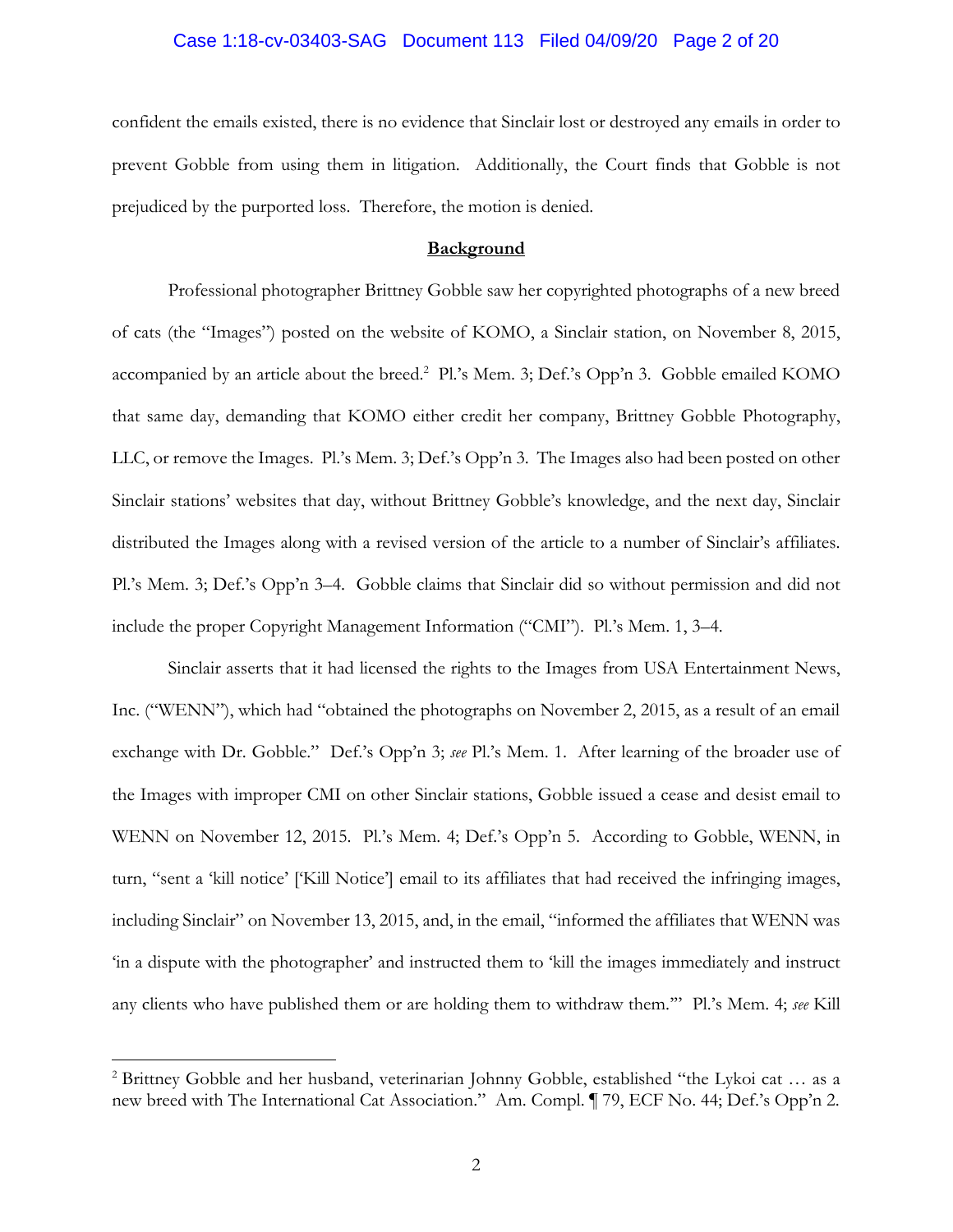confident the emails existed, there is no evidence that Sinclair lost or destroyed any emails in order to prevent Gobble from using them in litigation. Additionally, the Court finds that Gobble is not prejudiced by the purported loss. Therefore, the motion is denied.

## **Background**

Professional photographer Brittney Gobble saw her copyrighted photographs of a new breed of cats (the "Images") posted on the website of KOMO, a Sinclair station, on November 8, 2015, accompanied by an article about the breed.[2] Pl.'s Mem. 3; Def.'s Opp'n 3. Gobble emailed KOMO that same day, demanding that KOMO either credit her company, Brittney Gobble Photography, LLC, or remove the Images. Pl.'s Mem. 3; Def.'s Opp'n 3. The Images also had been posted on other Sinclair stations' websites that day, without Brittney Gobble's knowledge, and the next day, Sinclair distributed the Images along with a revised version of the article to a number of Sinclair's affiliates. Pl.'s Mem. 3; Def.'s Opp'n 3–4. Gobble claims that Sinclair did so without permission and did not include the proper Copyright Management Information ("CMI"). Pl.'s Mem. 1, 3–4.

Sinclair asserts that it had licensed the rights to the Images from USA Entertainment News, Inc. ("WENN"), which had "obtained the photographs on November 2, 2015, as a result of an email exchange with Dr. Gobble." Def.'s Opp'n 3; *see* Pl.'s Mem. 1. After learning of the broader use of the Images with improper CMI on other Sinclair stations, Gobble issued a cease and desist email to WENN on November 12, 2015. Pl.'s Mem. 4; Def.'s Opp'n 5. According to Gobble, WENN, in turn, "sent a 'kill notice' ['Kill Notice'] email to its affiliates that had received the infringing images, including Sinclair" on November 13, 2015, and, in the email, "informed the affiliates that WENN was 'in a dispute with the photographer' and instructed them to 'kill the images immediately and instruct any clients who have published them or are holding them to withdraw them.'" Pl.'s Mem. 4; *see* Kill

---

[2] Brittney Gobble and her husband, veterinarian Johnny Gobble, established "the Lykoi cat … as a new breed with The International Cat Association." Am. Compl. ¶ 79, ECF No. 44; Def.'s Opp'n 2.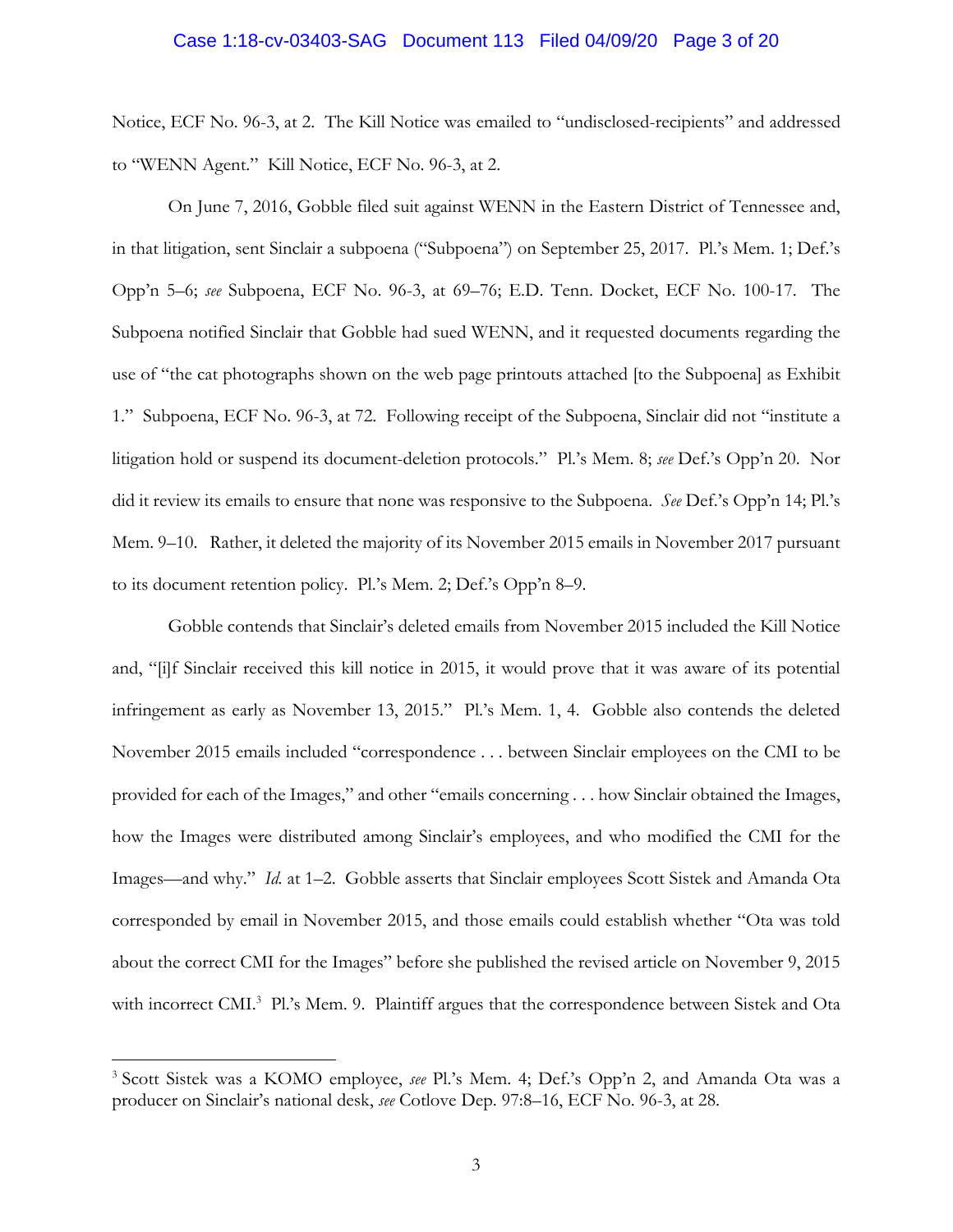Notice, ECF No. 96-3, at 2. The Kill Notice was emailed to "undisclosed-recipients" and addressed to "WENN Agent." Kill Notice, ECF No. 96-3, at 2.

On June 7, 2016, Gobble filed suit against WENN in the Eastern District of Tennessee and, in that litigation, sent Sinclair a subpoena ("Subpoena") on September 25, 2017. Pl.'s Mem. 1; Def.'s Opp'n 5–6; *see* Subpoena, ECF No. 96-3, at 69–76; E.D. Tenn. Docket, ECF No. 100-17. The Subpoena notified Sinclair that Gobble had sued WENN, and it requested documents regarding the use of "the cat photographs shown on the web page printouts attached [to the Subpoena] as Exhibit 1." Subpoena, ECF No. 96-3, at 72. Following receipt of the Subpoena, Sinclair did not "institute a litigation hold or suspend its document-deletion protocols." Pl.'s Mem. 8; *see* Def.'s Opp'n 20. Nor did it review its emails to ensure that none was responsive to the Subpoena. *See* Def.'s Opp'n 14; Pl.'s Mem. 9–10. Rather, it deleted the majority of its November 2015 emails in November 2017 pursuant to its document retention policy. Pl.'s Mem. 2; Def.'s Opp'n 8–9.

Gobble contends that Sinclair's deleted emails from November 2015 included the Kill Notice and, "[i]f Sinclair received this kill notice in 2015, it would prove that it was aware of its potential infringement as early as November 13, 2015." Pl.'s Mem. 1, 4. Gobble also contends the deleted November 2015 emails included "correspondence . . . between Sinclair employees on the CMI to be provided for each of the Images," and other "emails concerning . . . how Sinclair obtained the Images, how the Images were distributed among Sinclair's employees, and who modified the CMI for the Images—and why." *Id.* at 1–2. Gobble asserts that Sinclair employees Scott Sistek and Amanda Ota corresponded by email in November 2015, and those emails could establish whether "Ota was told about the correct CMI for the Images" before she published the revised article on November 9, 2015 with incorrect CMI.[3] Pl.'s Mem. 9. Plaintiff argues that the correspondence between Sistek and Ota

[3] Scott Sistek was a KOMO employee, *see* Pl.'s Mem. 4; Def.'s Opp'n 2, and Amanda Ota was a producer on Sinclair's national desk, *see* Cotlove Dep. 97:8–16, ECF No. 96-3, at 28.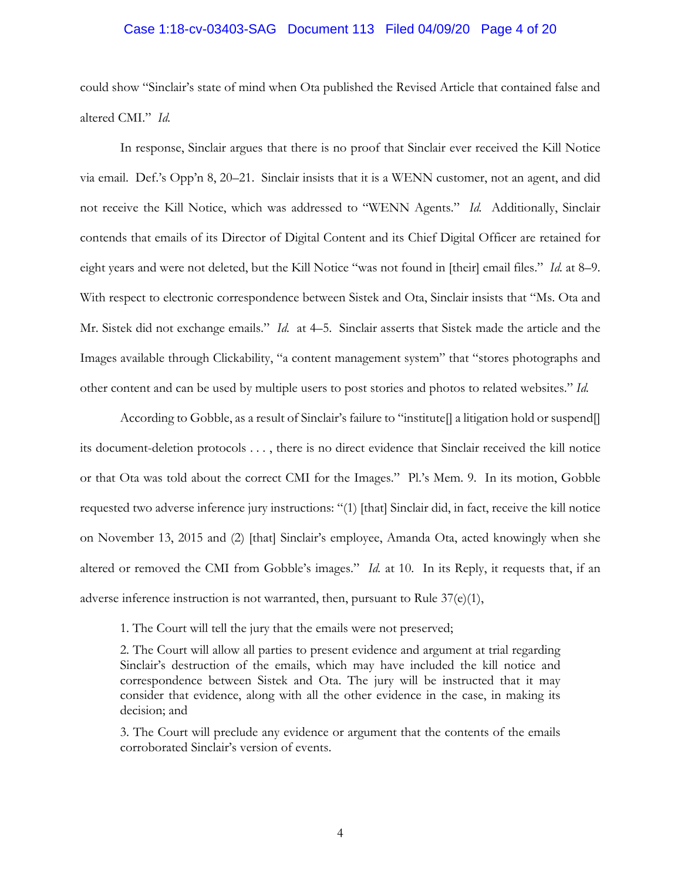could show "Sinclair's state of mind when Ota published the Revised Article that contained false and altered CMI." *Id.*

In response, Sinclair argues that there is no proof that Sinclair ever received the Kill Notice via email. Def.'s Opp'n 8, 20–21. Sinclair insists that it is a WENN customer, not an agent, and did not receive the Kill Notice, which was addressed to "WENN Agents." *Id.* Additionally, Sinclair contends that emails of its Director of Digital Content and its Chief Digital Officer are retained for eight years and were not deleted, but the Kill Notice "was not found in [their] email files." *Id.* at 8–9. With respect to electronic correspondence between Sistek and Ota, Sinclair insists that "Ms. Ota and Mr. Sistek did not exchange emails." *Id.* at 4–5. Sinclair asserts that Sistek made the article and the Images available through Clickability, "a content management system" that "stores photographs and other content and can be used by multiple users to post stories and photos to related websites." *Id.*

According to Gobble, as a result of Sinclair's failure to "institute[] a litigation hold or suspend[] its document-deletion protocols . . . , there is no direct evidence that Sinclair received the kill notice or that Ota was told about the correct CMI for the Images." Pl.'s Mem. 9. In its motion, Gobble requested two adverse inference jury instructions: "(1) [that] Sinclair did, in fact, receive the kill notice on November 13, 2015 and (2) [that] Sinclair's employee, Amanda Ota, acted knowingly when she altered or removed the CMI from Gobble's images." *Id.* at 10. In its Reply, it requests that, if an adverse inference instruction is not warranted, then, pursuant to Rule 37(e)(1),

> 1. The Court will tell the jury that the emails were not preserved;
>
> 2. The Court will allow all parties to present evidence and argument at trial regarding Sinclair's destruction of the emails, which may have included the kill notice and correspondence between Sistek and Ota. The jury will be instructed that it may consider that evidence, along with all the other evidence in the case, in making its decision; and
>
> 3. The Court will preclude any evidence or argument that the contents of the emails corroborated Sinclair's version of events.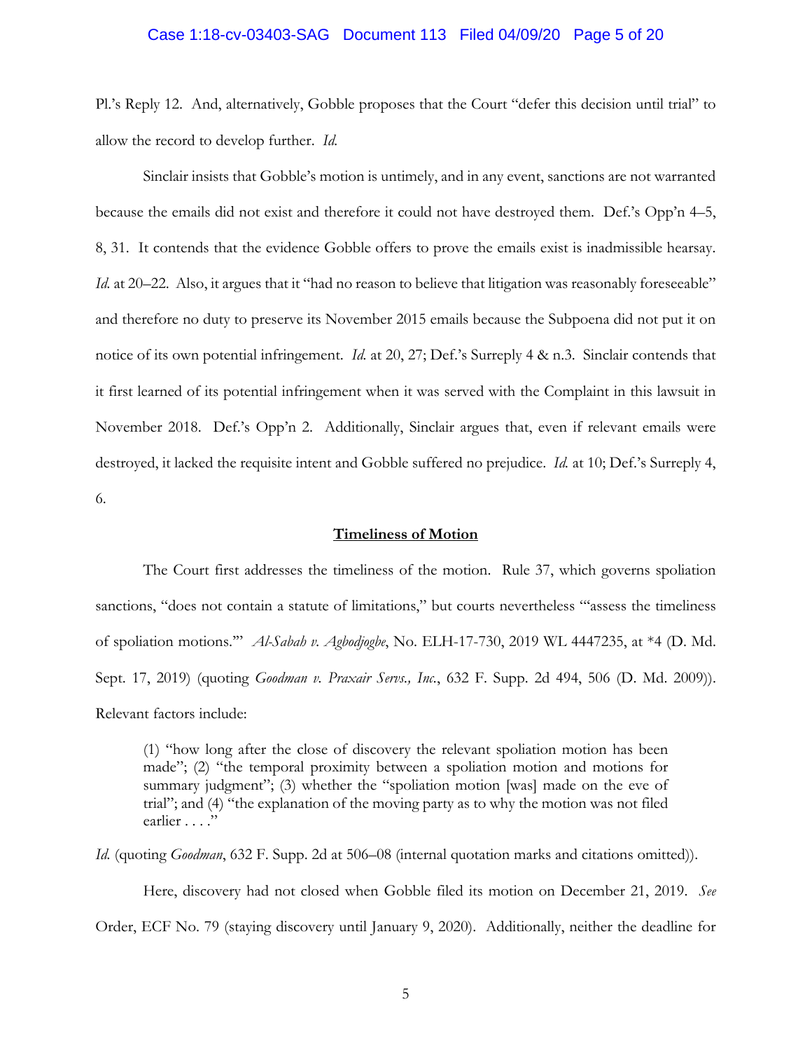Pl.'s Reply 12. And, alternatively, Gobble proposes that the Court "defer this decision until trial" to allow the record to develop further. *Id.*

Sinclair insists that Gobble's motion is untimely, and in any event, sanctions are not warranted because the emails did not exist and therefore it could not have destroyed them. Def.'s Opp'n 4–5, 8, 31. It contends that the evidence Gobble offers to prove the emails exist is inadmissible hearsay. *Id.* at 20–22. Also, it argues that it "had no reason to believe that litigation was reasonably foreseeable" and therefore no duty to preserve its November 2015 emails because the Subpoena did not put it on notice of its own potential infringement. *Id.* at 20, 27; Def.'s Surreply 4 & n.3. Sinclair contends that it first learned of its potential infringement when it was served with the Complaint in this lawsuit in November 2018. Def.'s Opp'n 2. Additionally, Sinclair argues that, even if relevant emails were destroyed, it lacked the requisite intent and Gobble suffered no prejudice. *Id.* at 10; Def.'s Surreply 4, 6.

**Timeliness of Motion**

The Court first addresses the timeliness of the motion. Rule 37, which governs spoliation sanctions, "does not contain a statute of limitations," but courts nevertheless "'assess the timeliness of spoliation motions.'" *Al-Sabah v. Agbodjogbe*, No. ELH-17-730, 2019 WL 4447235, at \*4 (D. Md. Sept. 17, 2019) (quoting *Goodman v. Praxair Servs., Inc.*, 632 F. Supp. 2d 494, 506 (D. Md. 2009)). Relevant factors include:

> (1) "how long after the close of discovery the relevant spoliation motion has been made"; (2) "the temporal proximity between a spoliation motion and motions for summary judgment"; (3) whether the "spoliation motion [was] made on the eve of trial"; and (4) "the explanation of the moving party as to why the motion was not filed earlier . . . ."

*Id.* (quoting *Goodman*, 632 F. Supp. 2d at 506–08 (internal quotation marks and citations omitted)).

Here, discovery had not closed when Gobble filed its motion on December 21, 2019. *See* Order, ECF No. 79 (staying discovery until January 9, 2020). Additionally, neither the deadline for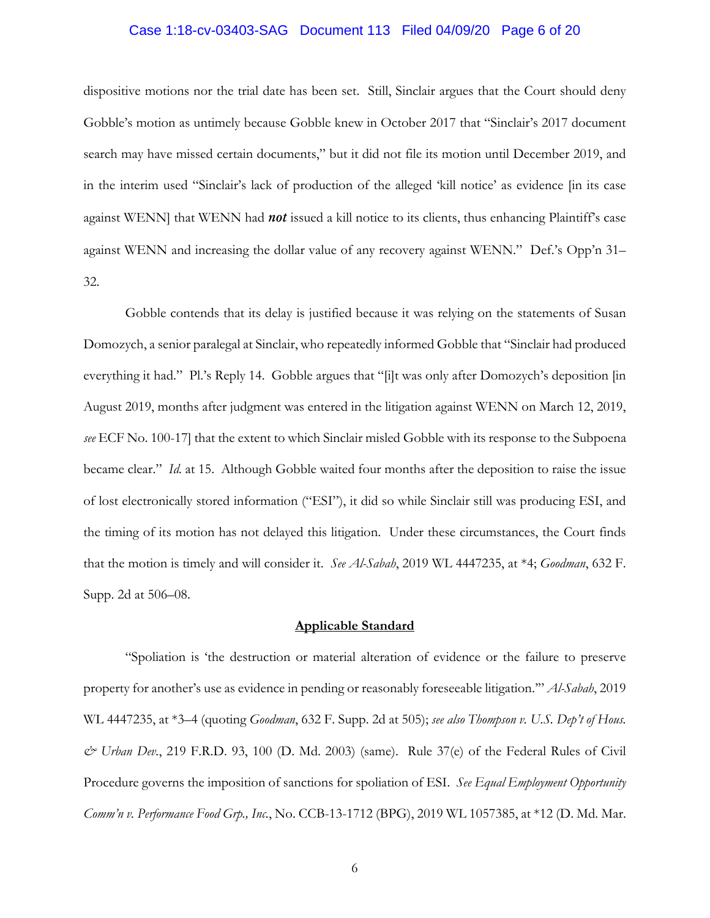dispositive motions nor the trial date has been set. Still, Sinclair argues that the Court should deny Gobble's motion as untimely because Gobble knew in October 2017 that "Sinclair's 2017 document search may have missed certain documents," but it did not file its motion until December 2019, and in the interim used "Sinclair's lack of production of the alleged 'kill notice' as evidence [in its case against WENN] that WENN had ***not*** issued a kill notice to its clients, thus enhancing Plaintiff's case against WENN and increasing the dollar value of any recovery against WENN." Def.'s Opp'n 31–32.

Gobble contends that its delay is justified because it was relying on the statements of Susan Domozych, a senior paralegal at Sinclair, who repeatedly informed Gobble that "Sinclair had produced everything it had." Pl.'s Reply 14. Gobble argues that "[i]t was only after Domozych's deposition [in August 2019, months after judgment was entered in the litigation against WENN on March 12, 2019, *see* ECF No. 100-17] that the extent to which Sinclair misled Gobble with its response to the Subpoena became clear." *Id.* at 15. Although Gobble waited four months after the deposition to raise the issue of lost electronically stored information ("ESI"), it did so while Sinclair still was producing ESI, and the timing of its motion has not delayed this litigation. Under these circumstances, the Court finds that the motion is timely and will consider it. *See Al-Sabah*, 2019 WL 4447235, at \*4; *Goodman*, 632 F. Supp. 2d at 506–08.

## Applicable Standard

"Spoliation is 'the destruction or material alteration of evidence or the failure to preserve property for another's use as evidence in pending or reasonably foreseeable litigation.'" *Al-Sabah*, 2019 WL 4447235, at \*3–4 (quoting *Goodman*, 632 F. Supp. 2d at 505); *see also Thompson v. U.S. Dep't of Hous. & Urban Dev.*, 219 F.R.D. 93, 100 (D. Md. 2003) (same). Rule 37(e) of the Federal Rules of Civil Procedure governs the imposition of sanctions for spoliation of ESI. *See Equal Employment Opportunity Comm'n v. Performance Food Grp., Inc.*, No. CCB-13-1712 (BPG), 2019 WL 1057385, at \*12 (D. Md. Mar.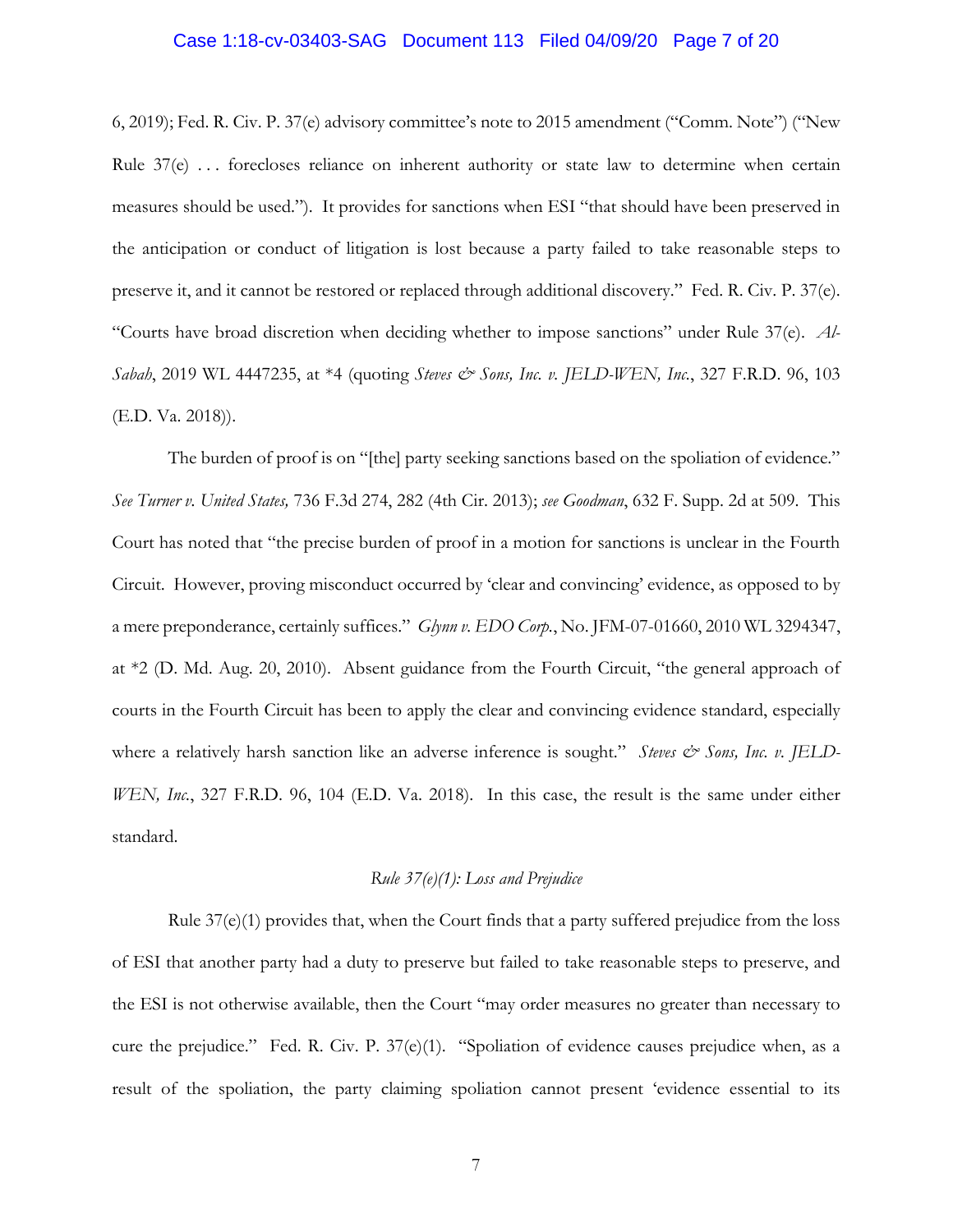6, 2019); Fed. R. Civ. P. 37(e) advisory committee's note to 2015 amendment ("Comm. Note") ("New Rule 37(e) . . . forecloses reliance on inherent authority or state law to determine when certain measures should be used."). It provides for sanctions when ESI "that should have been preserved in the anticipation or conduct of litigation is lost because a party failed to take reasonable steps to preserve it, and it cannot be restored or replaced through additional discovery." Fed. R. Civ. P. 37(e). "Courts have broad discretion when deciding whether to impose sanctions" under Rule 37(e). *Al-Sabah*, 2019 WL 4447235, at *4 (quoting *Steves & Sons, Inc. v. JELD-WEN, Inc.*, 327 F.R.D. 96, 103 (E.D. Va. 2018)).

The burden of proof is on "[the] party seeking sanctions based on the spoliation of evidence." *See Turner v. United States,* 736 F.3d 274, 282 (4th Cir. 2013); *see Goodman*, 632 F. Supp. 2d at 509. This Court has noted that "the precise burden of proof in a motion for sanctions is unclear in the Fourth Circuit. However, proving misconduct occurred by 'clear and convincing' evidence, as opposed to by a mere preponderance, certainly suffices." *Glynn v. EDO Corp.*, No. JFM-07-01660, 2010 WL 3294347, at *2 (D. Md. Aug. 20, 2010). Absent guidance from the Fourth Circuit, "the general approach of courts in the Fourth Circuit has been to apply the clear and convincing evidence standard, especially where a relatively harsh sanction like an adverse inference is sought." *Steves & Sons, Inc. v. JELD-WEN, Inc.*, 327 F.R.D. 96, 104 (E.D. Va. 2018). In this case, the result is the same under either standard.

*Rule 37(e)(1): Loss and Prejudice*

Rule 37(e)(1) provides that, when the Court finds that a party suffered prejudice from the loss of ESI that another party had a duty to preserve but failed to take reasonable steps to preserve, and the ESI is not otherwise available, then the Court "may order measures no greater than necessary to cure the prejudice." Fed. R. Civ. P. 37(e)(1). "Spoliation of evidence causes prejudice when, as a result of the spoliation, the party claiming spoliation cannot present 'evidence essential to its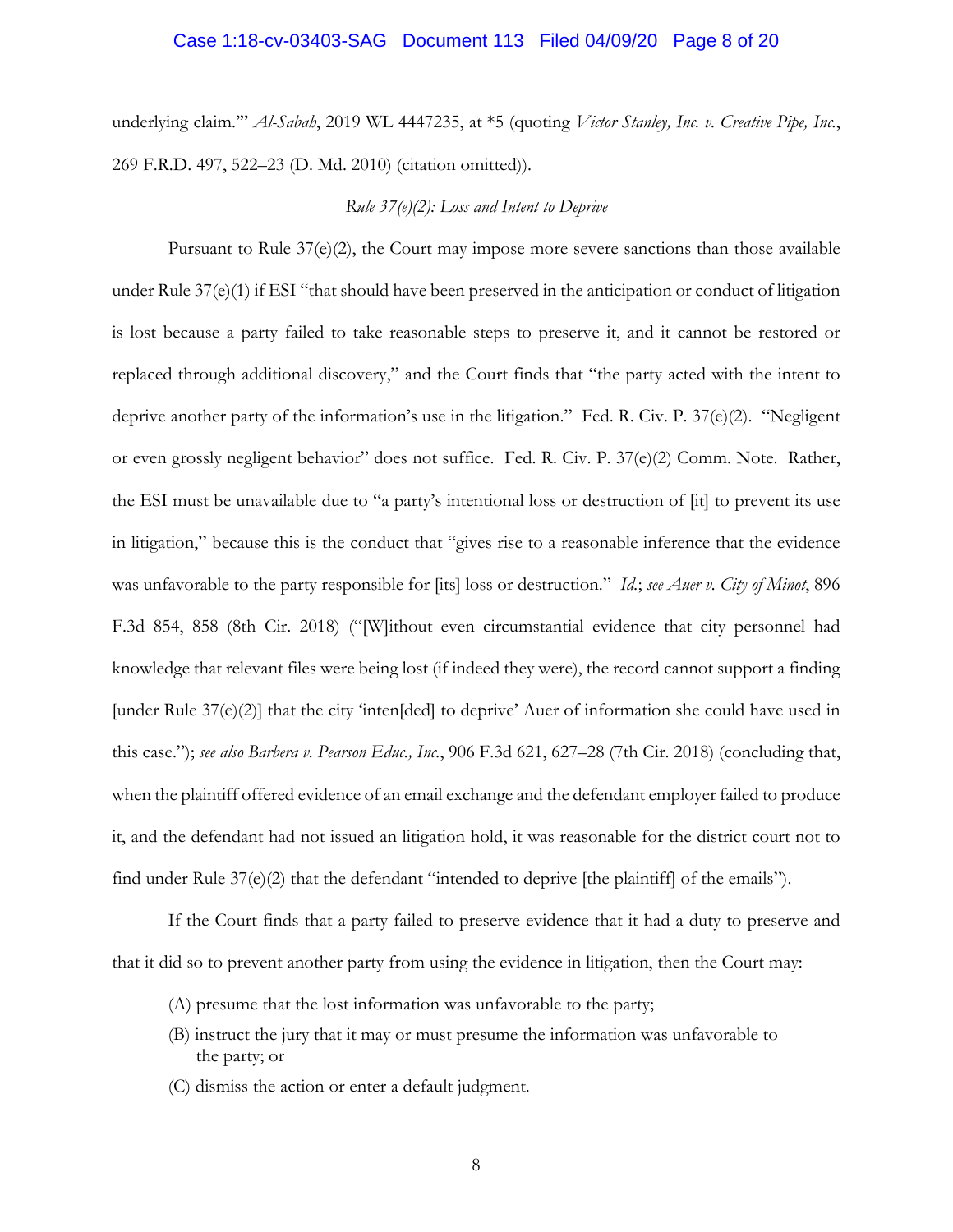underlying claim.'" *Al-Sabah*, 2019 WL 4447235, at *5 (quoting *Victor Stanley, Inc. v. Creative Pipe, Inc.*, 269 F.R.D. 497, 522–23 (D. Md. 2010) (citation omitted)).

*Rule 37(e)(2): Loss and Intent to Deprive*

Pursuant to Rule 37(e)(2), the Court may impose more severe sanctions than those available under Rule 37(e)(1) if ESI "that should have been preserved in the anticipation or conduct of litigation is lost because a party failed to take reasonable steps to preserve it, and it cannot be restored or replaced through additional discovery," and the Court finds that "the party acted with the intent to deprive another party of the information's use in the litigation." Fed. R. Civ. P. 37(e)(2). "Negligent or even grossly negligent behavior" does not suffice. Fed. R. Civ. P. 37(e)(2) Comm. Note. Rather, the ESI must be unavailable due to "a party's intentional loss or destruction of [it] to prevent its use in litigation," because this is the conduct that "gives rise to a reasonable inference that the evidence was unfavorable to the party responsible for [its] loss or destruction." *Id.*; *see Auer v. City of Minot*, 896 F.3d 854, 858 (8th Cir. 2018) ("[W]ithout even circumstantial evidence that city personnel had knowledge that relevant files were being lost (if indeed they were), the record cannot support a finding [under Rule 37(e)(2)] that the city 'inten[ded] to deprive' Auer of information she could have used in this case."); *see also Barbera v. Pearson Educ., Inc.*, 906 F.3d 621, 627–28 (7th Cir. 2018) (concluding that, when the plaintiff offered evidence of an email exchange and the defendant employer failed to produce it, and the defendant had not issued an litigation hold, it was reasonable for the district court not to find under Rule 37(e)(2) that the defendant "intended to deprive [the plaintiff] of the emails").

If the Court finds that a party failed to preserve evidence that it had a duty to preserve and that it did so to prevent another party from using the evidence in litigation, then the Court may:

(A) presume that the lost information was unfavorable to the party;

(B) instruct the jury that it may or must presume the information was unfavorable to the party; or

(C) dismiss the action or enter a default judgment.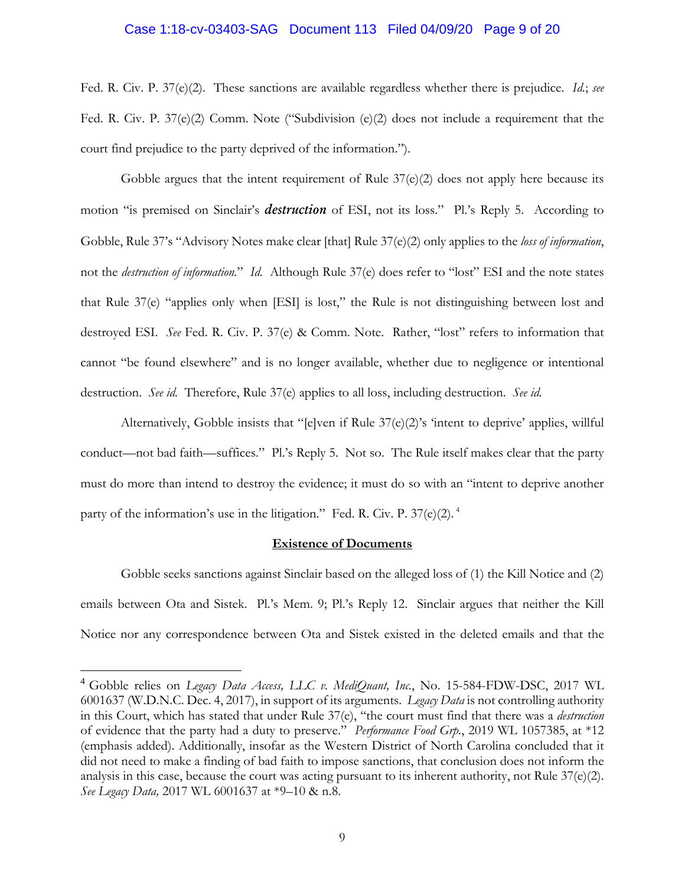Fed. R. Civ. P. 37(e)(2). These sanctions are available regardless whether there is prejudice. *Id.*; *see* Fed. R. Civ. P. 37(e)(2) Comm. Note ("Subdivision (e)(2) does not include a requirement that the court find prejudice to the party deprived of the information.").

Gobble argues that the intent requirement of Rule 37(e)(2) does not apply here because its motion "is premised on Sinclair's ***destruction*** of ESI, not its loss." Pl.'s Reply 5. According to Gobble, Rule 37's "Advisory Notes make clear [that] Rule 37(e)(2) only applies to the *loss of information*, not the *destruction of information*." *Id.* Although Rule 37(e) does refer to "lost" ESI and the note states that Rule 37(e) "applies only when [ESI] is lost," the Rule is not distinguishing between lost and destroyed ESI. *See* Fed. R. Civ. P. 37(e) & Comm. Note. Rather, "lost" refers to information that cannot "be found elsewhere" and is no longer available, whether due to negligence or intentional destruction. *See id.* Therefore, Rule 37(e) applies to all loss, including destruction. *See id.*

Alternatively, Gobble insists that "[e]ven if Rule 37(e)(2)'s 'intent to deprive' applies, willful conduct—not bad faith—suffices." Pl.'s Reply 5. Not so. The Rule itself makes clear that the party must do more than intend to destroy the evidence; it must do so with an "intent to deprive another party of the information's use in the litigation." Fed. R. Civ. P. 37(e)(2).[4]

**Existence of Documents**

Gobble seeks sanctions against Sinclair based on the alleged loss of (1) the Kill Notice and (2) emails between Ota and Sistek. Pl.'s Mem. 9; Pl.'s Reply 12. Sinclair argues that neither the Kill Notice nor any correspondence between Ota and Sistek existed in the deleted emails and that the

---

[4] Gobble relies on *Legacy Data Access, LLC v. MediQuant, Inc.*, No. 15-584-FDW-DSC, 2017 WL 6001637 (W.D.N.C. Dec. 4, 2017), in support of its arguments. *Legacy Data* is not controlling authority in this Court, which has stated that under Rule 37(e), "the court must find that there was a *destruction* of evidence that the party had a duty to preserve." *Performance Food Grp.*, 2019 WL 1057385, at *12 (emphasis added). Additionally, insofar as the Western District of North Carolina concluded that it did not need to make a finding of bad faith to impose sanctions, that conclusion does not inform the analysis in this case, because the court was acting pursuant to its inherent authority, not Rule 37(e)(2). *See Legacy Data,* 2017 WL 6001637 at *9–10 & n.8.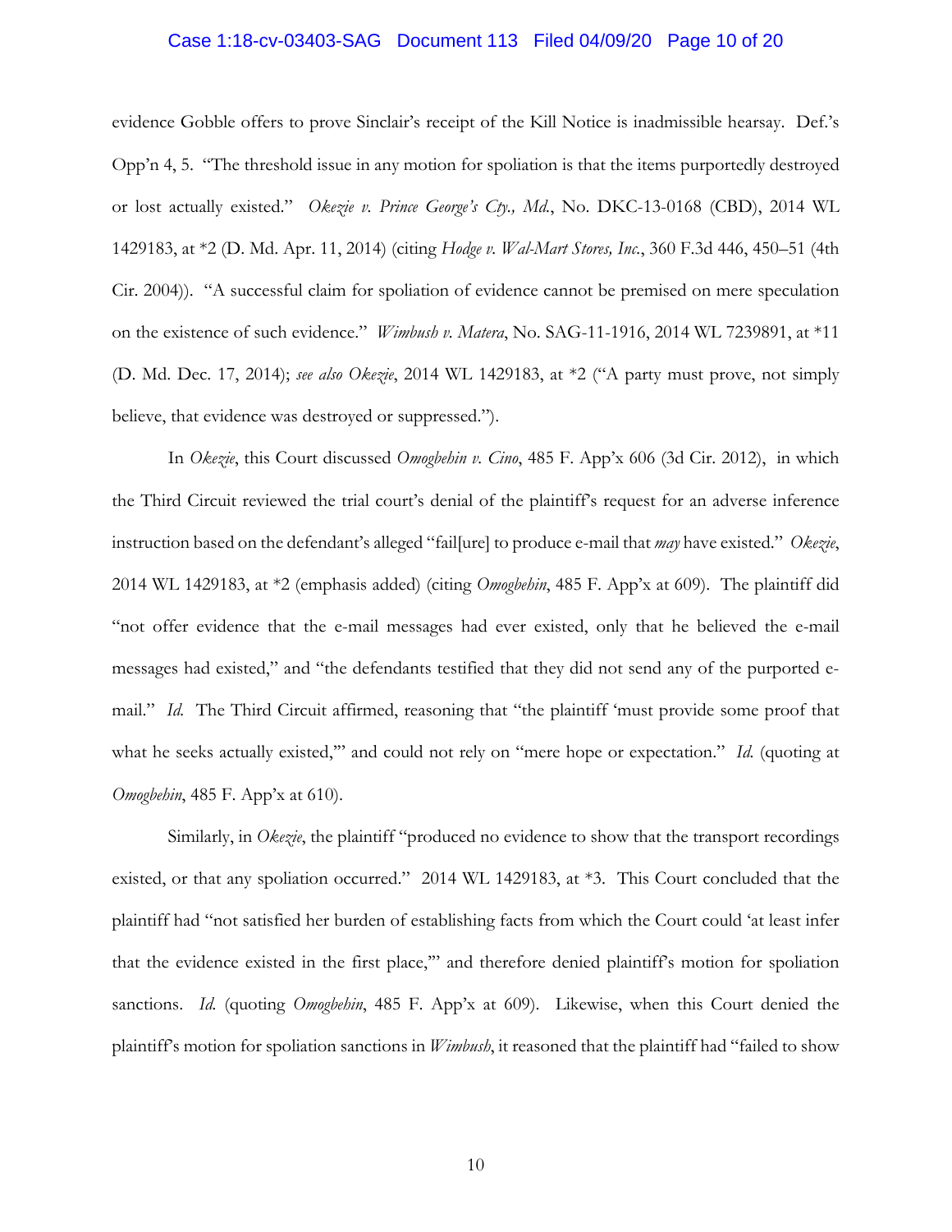evidence Gobble offers to prove Sinclair's receipt of the Kill Notice is inadmissible hearsay. Def.'s Opp'n 4, 5. "The threshold issue in any motion for spoliation is that the items purportedly destroyed or lost actually existed." *Okezie v. Prince George's Cty., Md.*, No. DKC-13-0168 (CBD), 2014 WL 1429183, at *2 (D. Md. Apr. 11, 2014) (citing *Hodge v. Wal-Mart Stores, Inc.*, 360 F.3d 446, 450–51 (4th Cir. 2004)). "A successful claim for spoliation of evidence cannot be premised on mere speculation on the existence of such evidence." *Wimbush v. Matera*, No. SAG-11-1916, 2014 WL 7239891, at *11 (D. Md. Dec. 17, 2014); *see also Okezie*, 2014 WL 1429183, at *2 ("A party must prove, not simply believe, that evidence was destroyed or suppressed.").

In *Okezie*, this Court discussed *Omogbehin v. Cino*, 485 F. App'x 606 (3d Cir. 2012), in which the Third Circuit reviewed the trial court's denial of the plaintiff's request for an adverse inference instruction based on the defendant's alleged "fail[ure] to produce e-mail that *may* have existed." *Okezie*, 2014 WL 1429183, at *2 (emphasis added) (citing *Omogbehin*, 485 F. App'x at 609). The plaintiff did "not offer evidence that the e-mail messages had ever existed, only that he believed the e-mail messages had existed," and "the defendants testified that they did not send any of the purported e-mail." *Id.* The Third Circuit affirmed, reasoning that "the plaintiff 'must provide some proof that what he seeks actually existed,'" and could not rely on "mere hope or expectation." *Id.* (quoting at *Omogbehin*, 485 F. App'x at 610).

Similarly, in *Okezie*, the plaintiff "produced no evidence to show that the transport recordings existed, or that any spoliation occurred." 2014 WL 1429183, at *3. This Court concluded that the plaintiff had "not satisfied her burden of establishing facts from which the Court could 'at least infer that the evidence existed in the first place,'" and therefore denied plaintiff's motion for spoliation sanctions. *Id.* (quoting *Omogbehin*, 485 F. App'x at 609). Likewise, when this Court denied the plaintiff's motion for spoliation sanctions in *Wimbush*, it reasoned that the plaintiff had "failed to show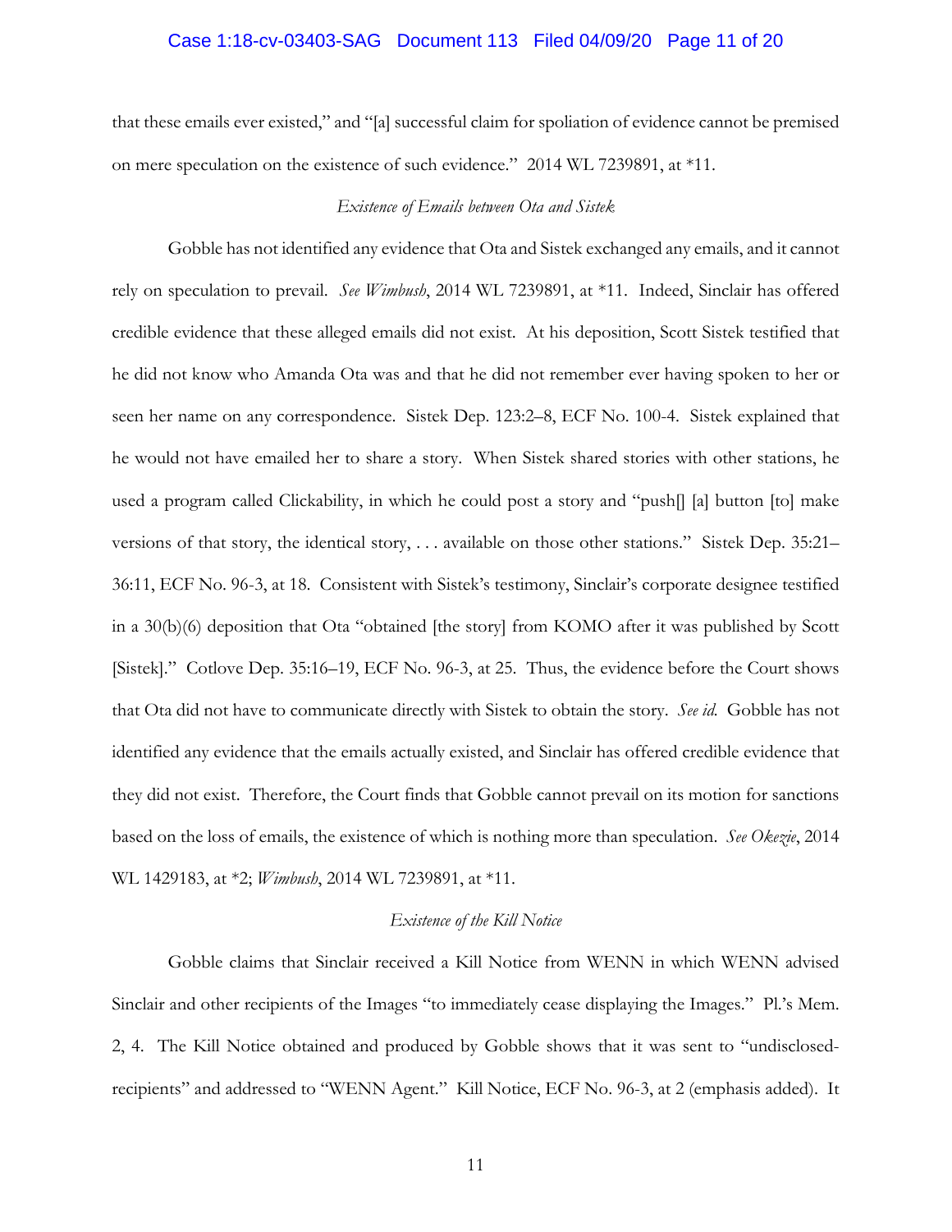that these emails ever existed," and "[a] successful claim for spoliation of evidence cannot be premised on mere speculation on the existence of such evidence." 2014 WL 7239891, at *11.

*Existence of Emails between Ota and Sistek*

Gobble has not identified any evidence that Ota and Sistek exchanged any emails, and it cannot rely on speculation to prevail. *See Wimbush*, 2014 WL 7239891, at *11. Indeed, Sinclair has offered credible evidence that these alleged emails did not exist. At his deposition, Scott Sistek testified that he did not know who Amanda Ota was and that he did not remember ever having spoken to her or seen her name on any correspondence. Sistek Dep. 123:2–8, ECF No. 100-4. Sistek explained that he would not have emailed her to share a story. When Sistek shared stories with other stations, he used a program called Clickability, in which he could post a story and "push[] [a] button [to] make versions of that story, the identical story, . . . available on those other stations." Sistek Dep. 35:21–36:11, ECF No. 96-3, at 18. Consistent with Sistek's testimony, Sinclair's corporate designee testified in a 30(b)(6) deposition that Ota "obtained [the story] from KOMO after it was published by Scott [Sistek]." Cotlove Dep. 35:16–19, ECF No. 96-3, at 25. Thus, the evidence before the Court shows that Ota did not have to communicate directly with Sistek to obtain the story. *See id.* Gobble has not identified any evidence that the emails actually existed, and Sinclair has offered credible evidence that they did not exist. Therefore, the Court finds that Gobble cannot prevail on its motion for sanctions based on the loss of emails, the existence of which is nothing more than speculation. *See Okezie*, 2014 WL 1429183, at *2; *Wimbush*, 2014 WL 7239891, at *11.

*Existence of the Kill Notice*

Gobble claims that Sinclair received a Kill Notice from WENN in which WENN advised Sinclair and other recipients of the Images "to immediately cease displaying the Images." Pl.'s Mem. 2, 4. The Kill Notice obtained and produced by Gobble shows that it was sent to "undisclosed-recipients" and addressed to "WENN Agent." Kill Notice, ECF No. 96-3, at 2 (emphasis added). It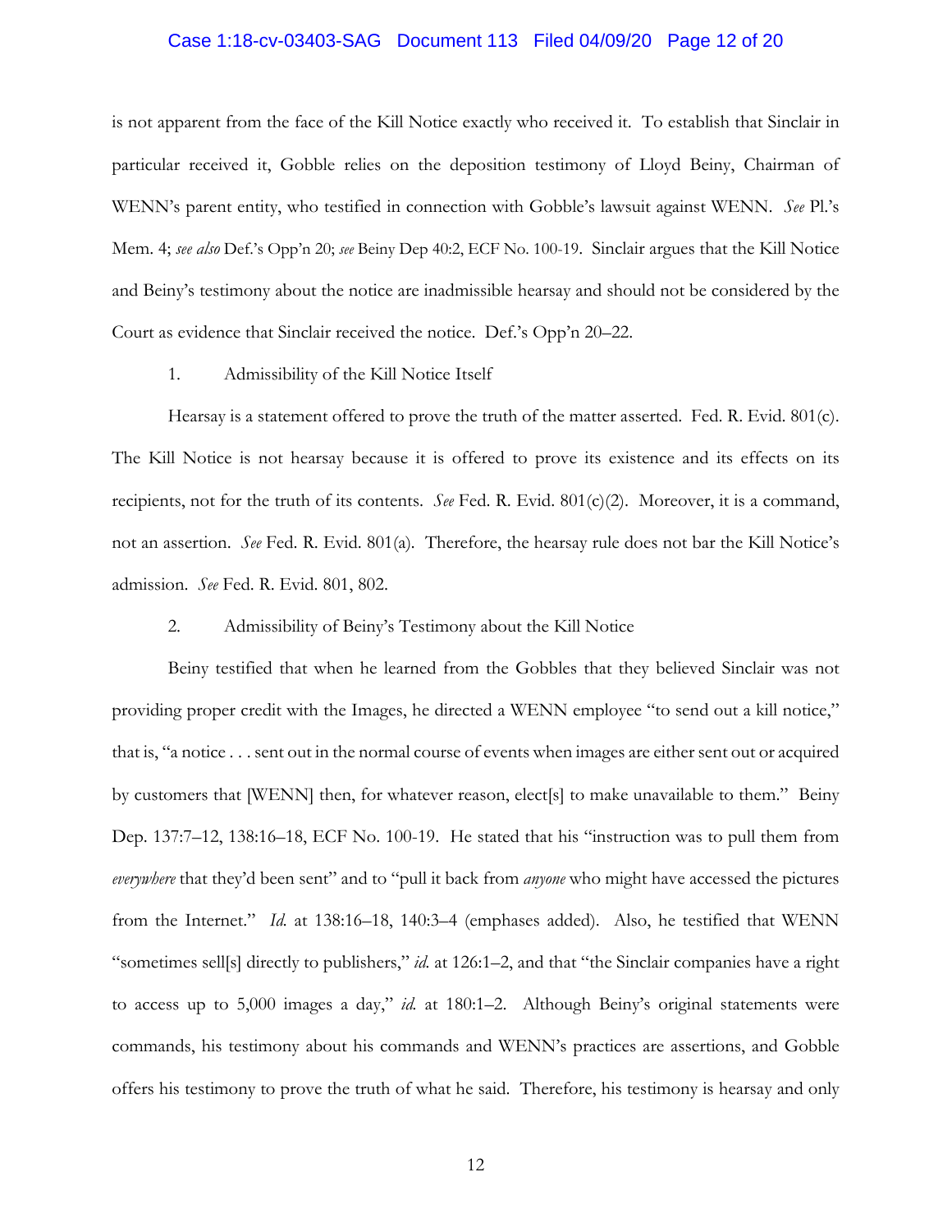is not apparent from the face of the Kill Notice exactly who received it. To establish that Sinclair in particular received it, Gobble relies on the deposition testimony of Lloyd Beiny, Chairman of WENN's parent entity, who testified in connection with Gobble's lawsuit against WENN. *See* Pl.'s Mem. 4; *see also* Def.'s Opp'n 20; *see* Beiny Dep 40:2, ECF No. 100-19. Sinclair argues that the Kill Notice and Beiny's testimony about the notice are inadmissible hearsay and should not be considered by the Court as evidence that Sinclair received the notice. Def.'s Opp'n 20–22.

1. Admissibility of the Kill Notice Itself

Hearsay is a statement offered to prove the truth of the matter asserted. Fed. R. Evid. 801(c). The Kill Notice is not hearsay because it is offered to prove its existence and its effects on its recipients, not for the truth of its contents. *See* Fed. R. Evid. 801(c)(2). Moreover, it is a command, not an assertion. *See* Fed. R. Evid. 801(a). Therefore, the hearsay rule does not bar the Kill Notice's admission. *See* Fed. R. Evid. 801, 802.

2. Admissibility of Beiny's Testimony about the Kill Notice

Beiny testified that when he learned from the Gobbles that they believed Sinclair was not providing proper credit with the Images, he directed a WENN employee "to send out a kill notice," that is, "a notice . . . sent out in the normal course of events when images are either sent out or acquired by customers that [WENN] then, for whatever reason, elect[s] to make unavailable to them." Beiny Dep. 137:7–12, 138:16–18, ECF No. 100-19. He stated that his "instruction was to pull them from *everywhere* that they'd been sent" and to "pull it back from *anyone* who might have accessed the pictures from the Internet." *Id.* at 138:16–18, 140:3–4 (emphases added). Also, he testified that WENN "sometimes sell[s] directly to publishers," *id.* at 126:1–2, and that "the Sinclair companies have a right to access up to 5,000 images a day," *id.* at 180:1–2. Although Beiny's original statements were commands, his testimony about his commands and WENN's practices are assertions, and Gobble offers his testimony to prove the truth of what he said. Therefore, his testimony is hearsay and only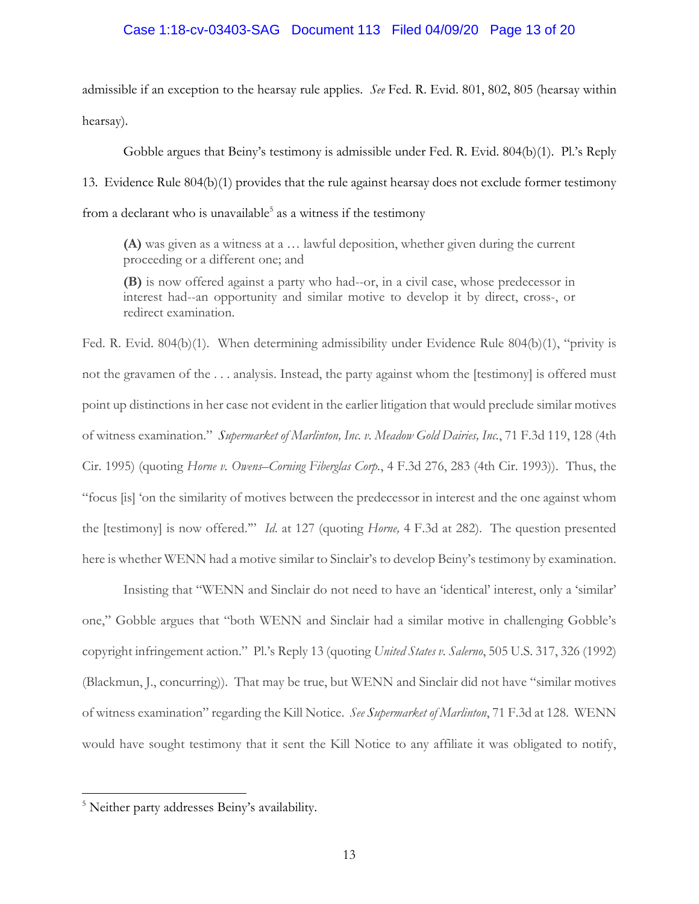admissible if an exception to the hearsay rule applies. *See* Fed. R. Evid. 801, 802, 805 (hearsay within hearsay).

Gobble argues that Beiny's testimony is admissible under Fed. R. Evid. 804(b)(1). Pl.'s Reply 13. Evidence Rule 804(b)(1) provides that the rule against hearsay does not exclude former testimony from a declarant who is unavailable[5] as a witness if the testimony

> **(A)** was given as a witness at a … lawful deposition, whether given during the current proceeding or a different one; and
>
> **(B)** is now offered against a party who had--or, in a civil case, whose predecessor in interest had--an opportunity and similar motive to develop it by direct, cross-, or redirect examination.

Fed. R. Evid. 804(b)(1). When determining admissibility under Evidence Rule 804(b)(1), "privity is not the gravamen of the . . . analysis. Instead, the party against whom the [testimony] is offered must point up distinctions in her case not evident in the earlier litigation that would preclude similar motives of witness examination." *Supermarket of Marlinton, Inc. v. Meadow Gold Dairies, Inc.*, 71 F.3d 119, 128 (4th Cir. 1995) (quoting *Horne v. Owens–Corning Fiberglas Corp.*, 4 F.3d 276, 283 (4th Cir. 1993)). Thus, the "focus [is] 'on the similarity of motives between the predecessor in interest and the one against whom the [testimony] is now offered.'" *Id.* at 127 (quoting *Horne,* 4 F.3d at 282). The question presented here is whether WENN had a motive similar to Sinclair's to develop Beiny's testimony by examination.

Insisting that "WENN and Sinclair do not need to have an 'identical' interest, only a 'similar' one," Gobble argues that "both WENN and Sinclair had a similar motive in challenging Gobble's copyright infringement action." Pl.'s Reply 13 (quoting *United States v. Salerno*, 505 U.S. 317, 326 (1992) (Blackmun, J., concurring)). That may be true, but WENN and Sinclair did not have "similar motives of witness examination" regarding the Kill Notice. *See Supermarket of Marlinton*, 71 F.3d at 128. WENN would have sought testimony that it sent the Kill Notice to any affiliate it was obligated to notify,

---

[5] Neither party addresses Beiny's availability.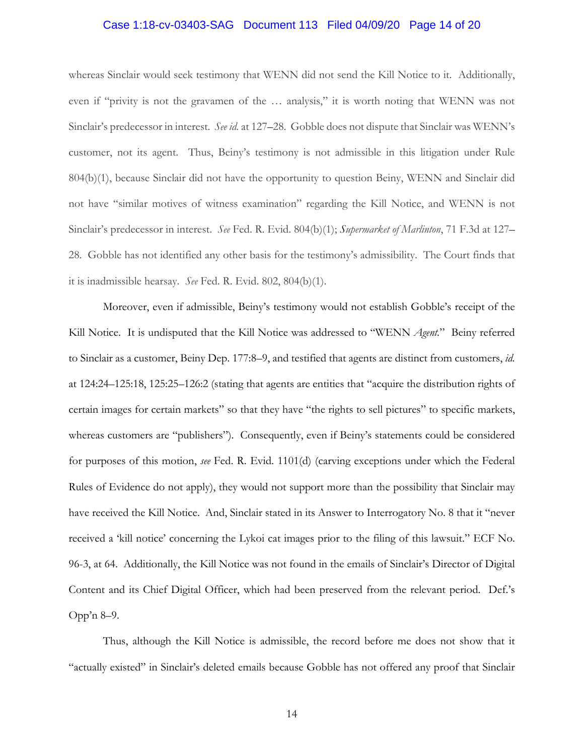whereas Sinclair would seek testimony that WENN did not send the Kill Notice to it. Additionally, even if "privity is not the gravamen of the … analysis," it is worth noting that WENN was not Sinclair's predecessor in interest. *See id.* at 127–28. Gobble does not dispute that Sinclair was WENN's customer, not its agent. Thus, Beiny's testimony is not admissible in this litigation under Rule 804(b)(1), because Sinclair did not have the opportunity to question Beiny, WENN and Sinclair did not have "similar motives of witness examination" regarding the Kill Notice, and WENN is not Sinclair's predecessor in interest. *See* Fed. R. Evid. 804(b)(1); *Supermarket of Marlinton*, 71 F.3d at 127–28. Gobble has not identified any other basis for the testimony's admissibility. The Court finds that it is inadmissible hearsay. *See* Fed. R. Evid. 802, 804(b)(1).

Moreover, even if admissible, Beiny's testimony would not establish Gobble's receipt of the Kill Notice. It is undisputed that the Kill Notice was addressed to "WENN *Agent*." Beiny referred to Sinclair as a customer, Beiny Dep. 177:8–9, and testified that agents are distinct from customers, *id.* at 124:24–125:18, 125:25–126:2 (stating that agents are entities that "acquire the distribution rights of certain images for certain markets" so that they have "the rights to sell pictures" to specific markets, whereas customers are "publishers"). Consequently, even if Beiny's statements could be considered for purposes of this motion, *see* Fed. R. Evid. 1101(d) (carving exceptions under which the Federal Rules of Evidence do not apply), they would not support more than the possibility that Sinclair may have received the Kill Notice. And, Sinclair stated in its Answer to Interrogatory No. 8 that it "never received a 'kill notice' concerning the Lykoi cat images prior to the filing of this lawsuit." ECF No. 96-3, at 64. Additionally, the Kill Notice was not found in the emails of Sinclair's Director of Digital Content and its Chief Digital Officer, which had been preserved from the relevant period. Def.'s Opp'n 8–9.

Thus, although the Kill Notice is admissible, the record before me does not show that it "actually existed" in Sinclair's deleted emails because Gobble has not offered any proof that Sinclair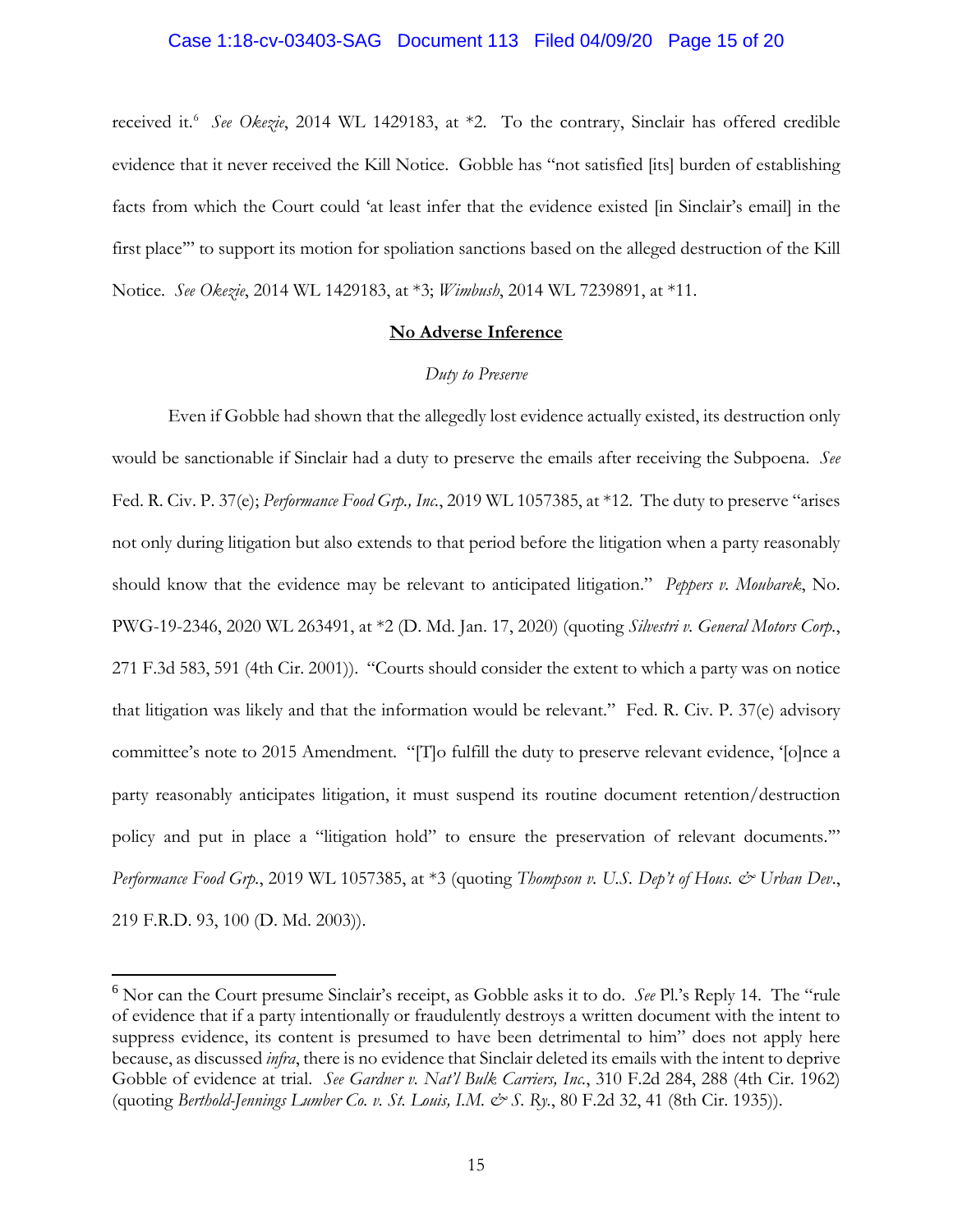received it.[6] *See Okezie*, 2014 WL 1429183, at *2. To the contrary, Sinclair has offered credible evidence that it never received the Kill Notice. Gobble has "not satisfied [its] burden of establishing facts from which the Court could 'at least infer that the evidence existed [in Sinclair's email] in the first place'" to support its motion for spoliation sanctions based on the alleged destruction of the Kill Notice. *See Okezie*, 2014 WL 1429183, at *3; *Wimbush*, 2014 WL 7239891, at *11.

**No Adverse Inference**

*Duty to Preserve*

Even if Gobble had shown that the allegedly lost evidence actually existed, its destruction only would be sanctionable if Sinclair had a duty to preserve the emails after receiving the Subpoena. *See* Fed. R. Civ. P. 37(e); *Performance Food Grp., Inc.*, 2019 WL 1057385, at *12. The duty to preserve "arises not only during litigation but also extends to that period before the litigation when a party reasonably should know that the evidence may be relevant to anticipated litigation." *Peppers v. Moubarek*, No. PWG-19-2346, 2020 WL 263491, at *2 (D. Md. Jan. 17, 2020) (quoting *Silvestri v. General Motors Corp.*, 271 F.3d 583, 591 (4th Cir. 2001)). "Courts should consider the extent to which a party was on notice that litigation was likely and that the information would be relevant." Fed. R. Civ. P. 37(e) advisory committee's note to 2015 Amendment. "[T]o fulfill the duty to preserve relevant evidence, '[o]nce a party reasonably anticipates litigation, it must suspend its routine document retention/destruction policy and put in place a "litigation hold" to ensure the preservation of relevant documents.'" *Performance Food Grp.*, 2019 WL 1057385, at *3 (quoting *Thompson v. U.S. Dep't of Hous. & Urban Dev.*, 219 F.R.D. 93, 100 (D. Md. 2003)).

---

[6] Nor can the Court presume Sinclair's receipt, as Gobble asks it to do. *See* Pl.'s Reply 14. The "rule of evidence that if a party intentionally or fraudulently destroys a written document with the intent to suppress evidence, its content is presumed to have been detrimental to him" does not apply here because, as discussed *infra*, there is no evidence that Sinclair deleted its emails with the intent to deprive Gobble of evidence at trial. *See Gardner v. Nat'l Bulk Carriers, Inc.*, 310 F.2d 284, 288 (4th Cir. 1962) (quoting *Berthold-Jennings Lumber Co. v. St. Louis, I.M. & S. Ry.*, 80 F.2d 32, 41 (8th Cir. 1935)).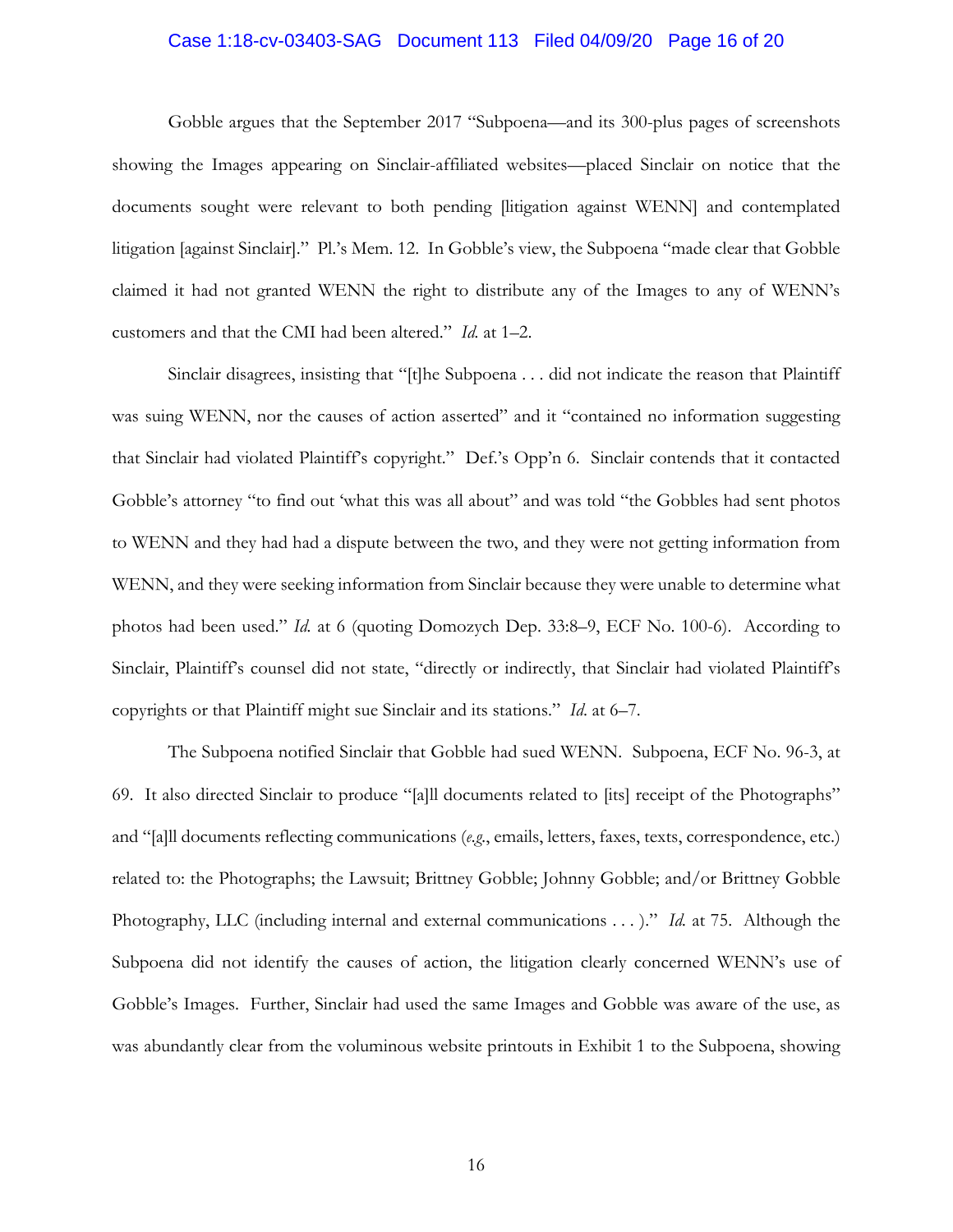Gobble argues that the September 2017 "Subpoena—and its 300-plus pages of screenshots showing the Images appearing on Sinclair-affiliated websites—placed Sinclair on notice that the documents sought were relevant to both pending [litigation against WENN] and contemplated litigation [against Sinclair]." Pl.'s Mem. 12. In Gobble's view, the Subpoena "made clear that Gobble claimed it had not granted WENN the right to distribute any of the Images to any of WENN's customers and that the CMI had been altered." *Id.* at 1–2.

Sinclair disagrees, insisting that "[t]he Subpoena . . . did not indicate the reason that Plaintiff was suing WENN, nor the causes of action asserted" and it "contained no information suggesting that Sinclair had violated Plaintiff's copyright." Def.'s Opp'n 6. Sinclair contends that it contacted Gobble's attorney "to find out 'what this was all about" and was told "the Gobbles had sent photos to WENN and they had had a dispute between the two, and they were not getting information from WENN, and they were seeking information from Sinclair because they were unable to determine what photos had been used." *Id.* at 6 (quoting Domozych Dep. 33:8–9, ECF No. 100-6). According to Sinclair, Plaintiff's counsel did not state, "directly or indirectly, that Sinclair had violated Plaintiff's copyrights or that Plaintiff might sue Sinclair and its stations." *Id.* at 6–7.

The Subpoena notified Sinclair that Gobble had sued WENN. Subpoena, ECF No. 96-3, at 69. It also directed Sinclair to produce "[a]ll documents related to [its] receipt of the Photographs" and "[a]ll documents reflecting communications (*e.g.*, emails, letters, faxes, texts, correspondence, etc.) related to: the Photographs; the Lawsuit; Brittney Gobble; Johnny Gobble; and/or Brittney Gobble Photography, LLC (including internal and external communications . . . )." *Id.* at 75. Although the Subpoena did not identify the causes of action, the litigation clearly concerned WENN's use of Gobble's Images. Further, Sinclair had used the same Images and Gobble was aware of the use, as was abundantly clear from the voluminous website printouts in Exhibit 1 to the Subpoena, showing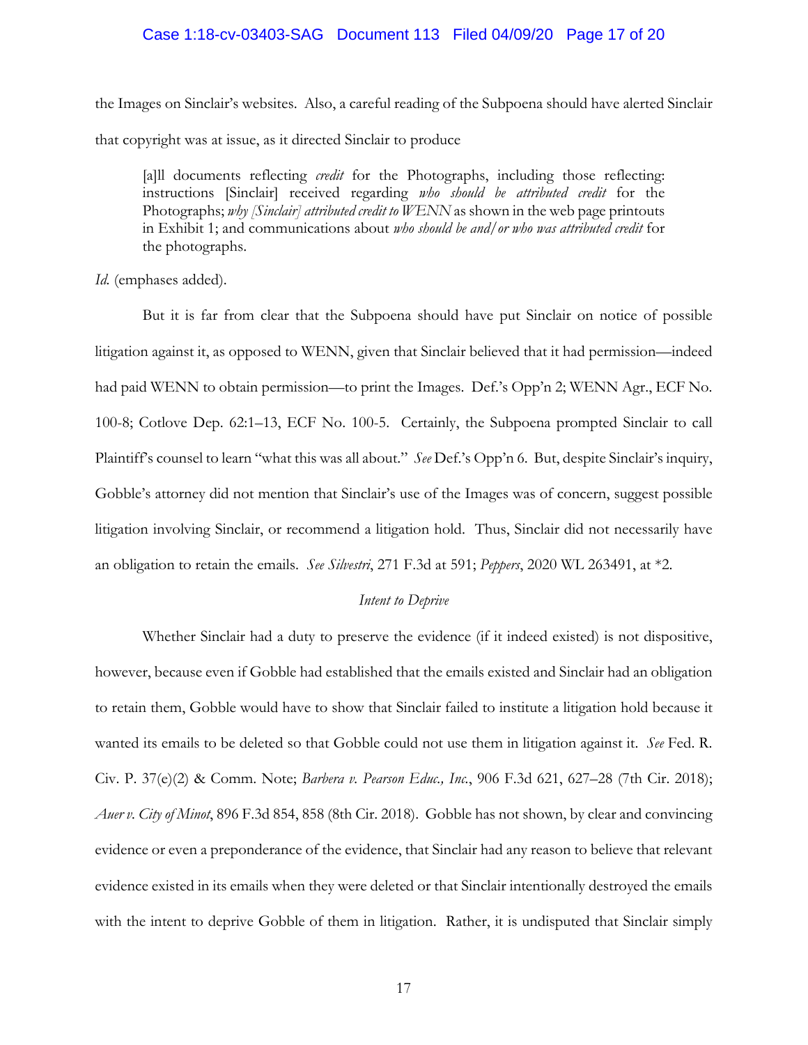the Images on Sinclair's websites. Also, a careful reading of the Subpoena should have alerted Sinclair that copyright was at issue, as it directed Sinclair to produce

> [a]ll documents reflecting *credit* for the Photographs, including those reflecting: instructions [Sinclair] received regarding *who should be attributed credit* for the Photographs; *why [Sinclair] attributed credit to WENN* as shown in the web page printouts in Exhibit 1; and communications about *who should be and/or who was attributed credit* for the photographs.

*Id.* (emphases added).

But it is far from clear that the Subpoena should have put Sinclair on notice of possible litigation against it, as opposed to WENN, given that Sinclair believed that it had permission—indeed had paid WENN to obtain permission—to print the Images. Def.'s Opp'n 2; WENN Agr., ECF No. 100-8; Cotlove Dep. 62:1–13, ECF No. 100-5. Certainly, the Subpoena prompted Sinclair to call Plaintiff's counsel to learn "what this was all about." *See* Def.'s Opp'n 6. But, despite Sinclair's inquiry, Gobble's attorney did not mention that Sinclair's use of the Images was of concern, suggest possible litigation involving Sinclair, or recommend a litigation hold. Thus, Sinclair did not necessarily have an obligation to retain the emails. *See Silvestri*, 271 F.3d at 591; *Peppers*, 2020 WL 263491, at *2.

*Intent to Deprive*

Whether Sinclair had a duty to preserve the evidence (if it indeed existed) is not dispositive, however, because even if Gobble had established that the emails existed and Sinclair had an obligation to retain them, Gobble would have to show that Sinclair failed to institute a litigation hold because it wanted its emails to be deleted so that Gobble could not use them in litigation against it. *See* Fed. R. Civ. P. 37(e)(2) & Comm. Note; *Barbera v. Pearson Educ., Inc.*, 906 F.3d 621, 627–28 (7th Cir. 2018); *Auer v. City of Minot*, 896 F.3d 854, 858 (8th Cir. 2018). Gobble has not shown, by clear and convincing evidence or even a preponderance of the evidence, that Sinclair had any reason to believe that relevant evidence existed in its emails when they were deleted or that Sinclair intentionally destroyed the emails with the intent to deprive Gobble of them in litigation. Rather, it is undisputed that Sinclair simply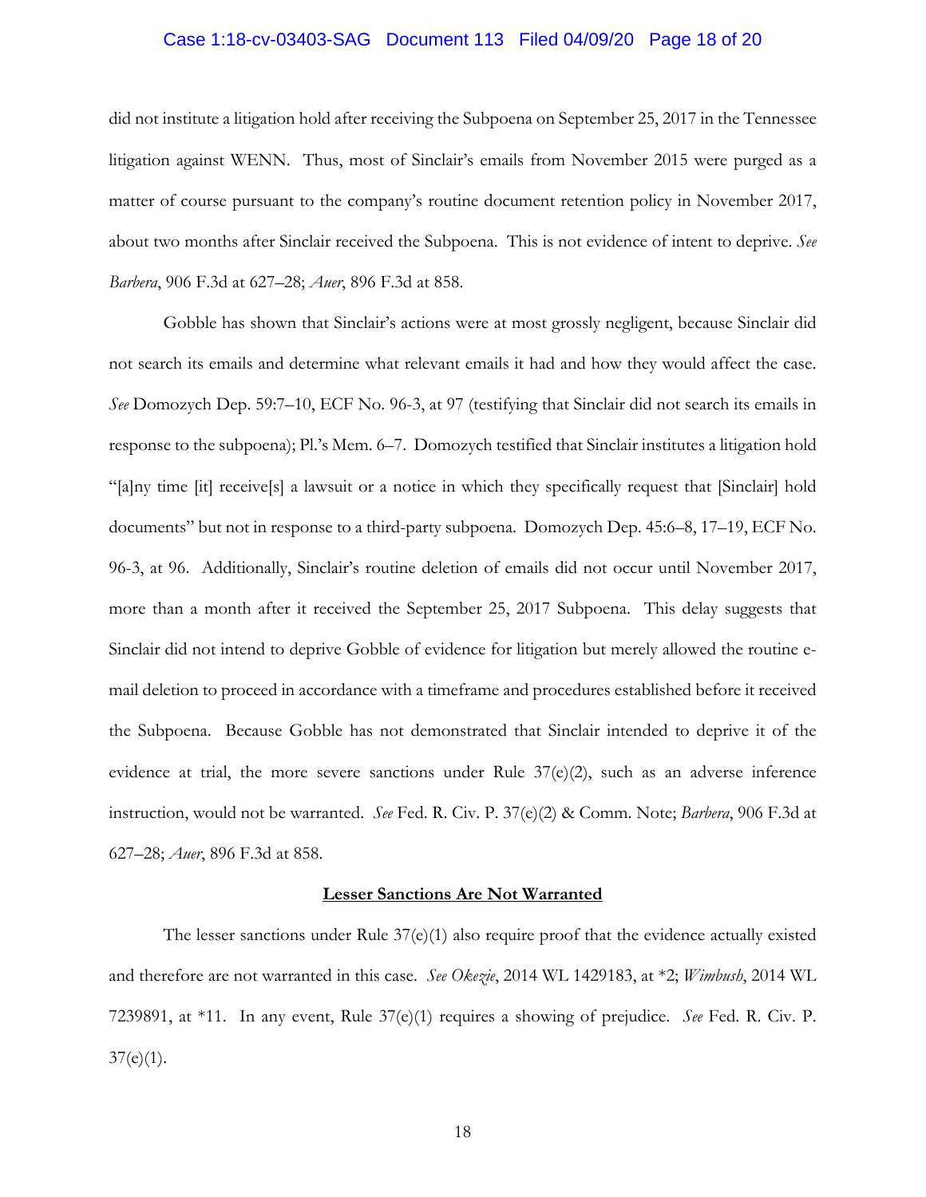did not institute a litigation hold after receiving the Subpoena on September 25, 2017 in the Tennessee litigation against WENN. Thus, most of Sinclair's emails from November 2015 were purged as a matter of course pursuant to the company's routine document retention policy in November 2017, about two months after Sinclair received the Subpoena. This is not evidence of intent to deprive. *See Barbera*, 906 F.3d at 627–28; *Auer*, 896 F.3d at 858.

Gobble has shown that Sinclair's actions were at most grossly negligent, because Sinclair did not search its emails and determine what relevant emails it had and how they would affect the case. *See* Domozych Dep. 59:7–10, ECF No. 96-3, at 97 (testifying that Sinclair did not search its emails in response to the subpoena); Pl.'s Mem. 6–7. Domozych testified that Sinclair institutes a litigation hold "[a]ny time [it] receive[s] a lawsuit or a notice in which they specifically request that [Sinclair] hold documents" but not in response to a third-party subpoena. Domozych Dep. 45:6–8, 17–19, ECF No. 96-3, at 96. Additionally, Sinclair's routine deletion of emails did not occur until November 2017, more than a month after it received the September 25, 2017 Subpoena. This delay suggests that Sinclair did not intend to deprive Gobble of evidence for litigation but merely allowed the routine e-mail deletion to proceed in accordance with a timeframe and procedures established before it received the Subpoena. Because Gobble has not demonstrated that Sinclair intended to deprive it of the evidence at trial, the more severe sanctions under Rule 37(e)(2), such as an adverse inference instruction, would not be warranted. *See* Fed. R. Civ. P. 37(e)(2) & Comm. Note; *Barbera*, 906 F.3d at 627–28; *Auer*, 896 F.3d at 858.

**<u>Lesser Sanctions Are Not Warranted</u>**

The lesser sanctions under Rule 37(e)(1) also require proof that the evidence actually existed and therefore are not warranted in this case. *See Okezie*, 2014 WL 1429183, at *2; *Wimbush*, 2014 WL 7239891, at *11. In any event, Rule 37(e)(1) requires a showing of prejudice. *See* Fed. R. Civ. P. 37(e)(1).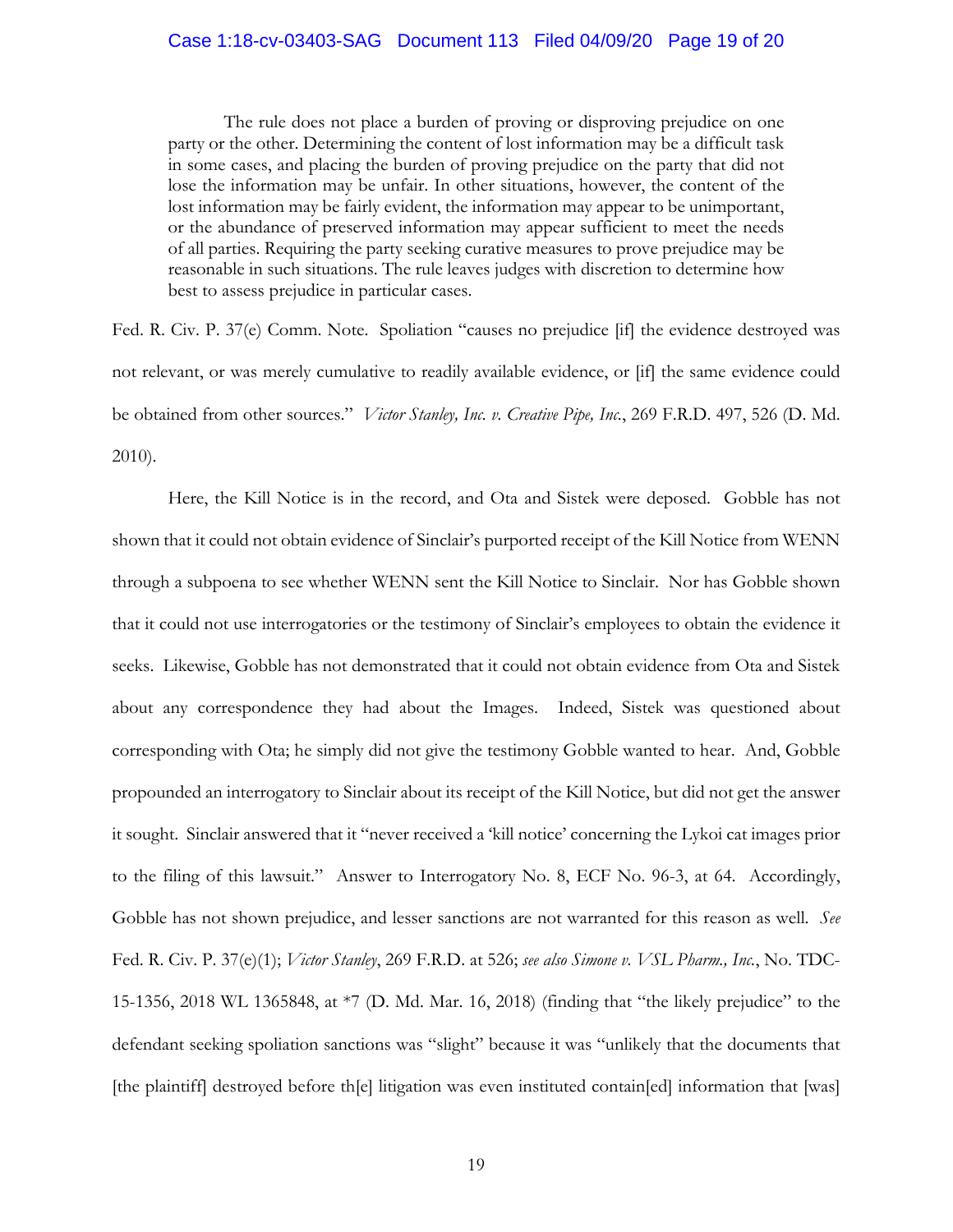> The rule does not place a burden of proving or disproving prejudice on one party or the other. Determining the content of lost information may be a difficult task in some cases, and placing the burden of proving prejudice on the party that did not lose the information may be unfair. In other situations, however, the content of the lost information may be fairly evident, the information may appear to be unimportant, or the abundance of preserved information may appear sufficient to meet the needs of all parties. Requiring the party seeking curative measures to prove prejudice may be reasonable in such situations. The rule leaves judges with discretion to determine how best to assess prejudice in particular cases.

Fed. R. Civ. P. 37(e) Comm. Note. Spoliation "causes no prejudice [if] the evidence destroyed was not relevant, or was merely cumulative to readily available evidence, or [if] the same evidence could be obtained from other sources." *Victor Stanley, Inc. v. Creative Pipe, Inc.*, 269 F.R.D. 497, 526 (D. Md. 2010).

Here, the Kill Notice is in the record, and Ota and Sistek were deposed. Gobble has not shown that it could not obtain evidence of Sinclair's purported receipt of the Kill Notice from WENN through a subpoena to see whether WENN sent the Kill Notice to Sinclair. Nor has Gobble shown that it could not use interrogatories or the testimony of Sinclair's employees to obtain the evidence it seeks. Likewise, Gobble has not demonstrated that it could not obtain evidence from Ota and Sistek about any correspondence they had about the Images. Indeed, Sistek was questioned about corresponding with Ota; he simply did not give the testimony Gobble wanted to hear. And, Gobble propounded an interrogatory to Sinclair about its receipt of the Kill Notice, but did not get the answer it sought. Sinclair answered that it "never received a 'kill notice' concerning the Lykoi cat images prior to the filing of this lawsuit." Answer to Interrogatory No. 8, ECF No. 96-3, at 64. Accordingly, Gobble has not shown prejudice, and lesser sanctions are not warranted for this reason as well. *See* Fed. R. Civ. P. 37(e)(1); *Victor Stanley*, 269 F.R.D. at 526; *see also Simone v. VSL Pharm., Inc.*, No. TDC-15-1356, 2018 WL 1365848, at *7 (D. Md. Mar. 16, 2018) (finding that "the likely prejudice" to the defendant seeking spoliation sanctions was "slight" because it was "unlikely that the documents that [the plaintiff] destroyed before th[e] litigation was even instituted contain[ed] information that [was]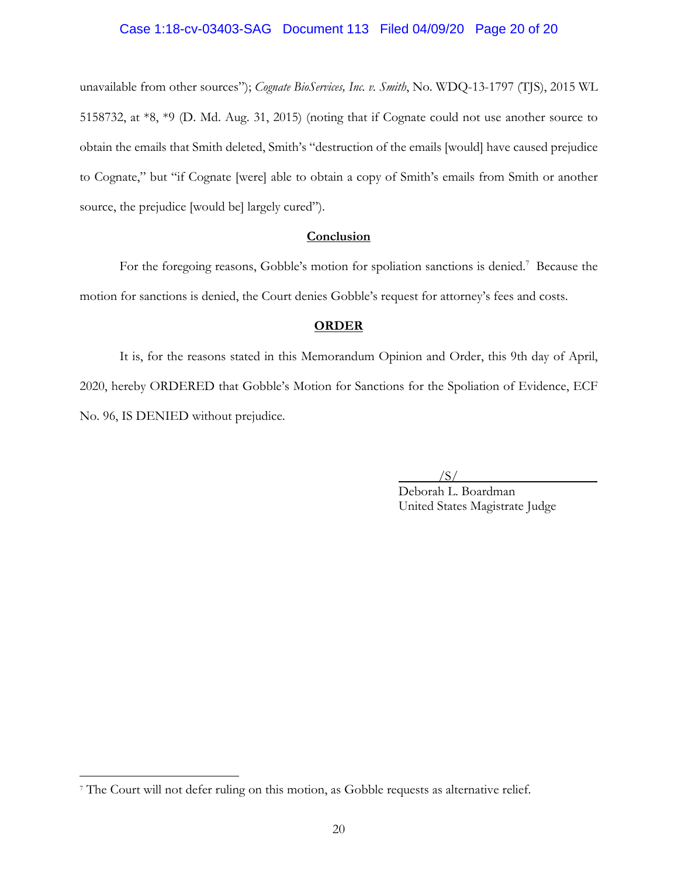unavailable from other sources"); *Cognate BioServices, Inc. v. Smith*, No. WDQ-13-1797 (TJS), 2015 WL 5158732, at *8, *9 (D. Md. Aug. 31, 2015) (noting that if Cognate could not use another source to obtain the emails that Smith deleted, Smith's "destruction of the emails [would] have caused prejudice to Cognate," but "if Cognate [were] able to obtain a copy of Smith's emails from Smith or another source, the prejudice [would be] largely cured").

**Conclusion**

For the foregoing reasons, Gobble's motion for spoliation sanctions is denied.[7] Because the motion for sanctions is denied, the Court denies Gobble's request for attorney's fees and costs.

**ORDER**

It is, for the reasons stated in this Memorandum Opinion and Order, this 9th day of April, 2020, hereby ORDERED that Gobble's Motion for Sanctions for the Spoliation of Evidence, ECF No. 96, IS DENIED without prejudice.

/S/
Deborah L. Boardman
United States Magistrate Judge

[7] The Court will not defer ruling on this motion, as Gobble requests as alternative relief.